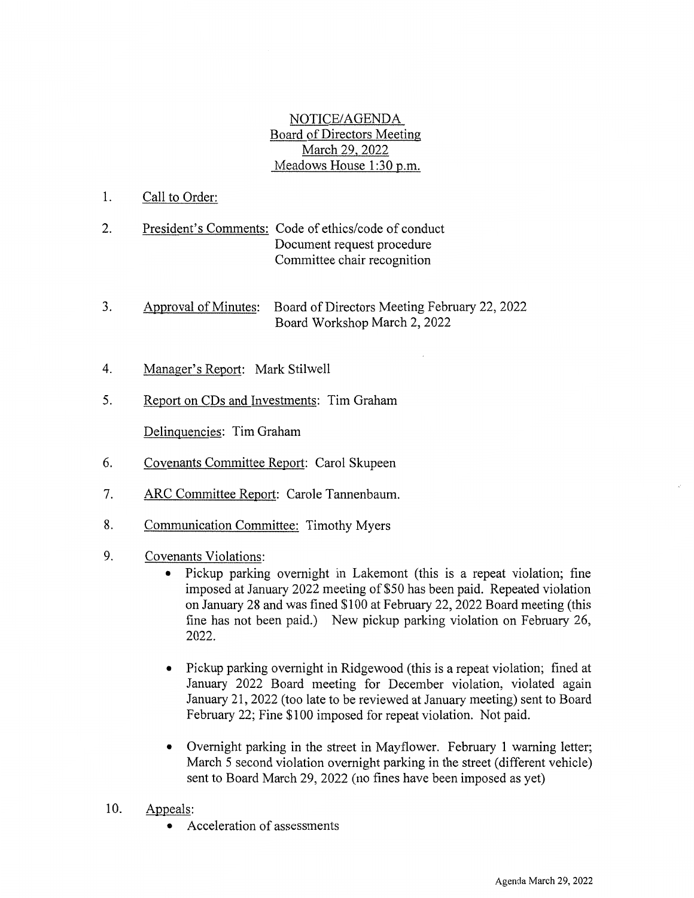# NOTICE/AGENDA
## Board of Directors Meeting
## March 29, 2022
## Meadows House 1:30 p.m.

1. Call to Order:

2. President's Comments: Code of ethics/code of conduct
   Document request procedure
   Committee chair recognition

3. Approval of Minutes: Board of Directors Meeting February 22, 2022
   Board Workshop March 2, 2022

4. Manager's Report: Mark Stilwell

5. Report on CDs and Investments: Tim Graham

   Delinquencies: Tim Graham

6. Covenants Committee Report: Carol Skupeen

7. ARC Committee Report: Carole Tannenbaum.

8. Communication Committee: Timothy Myers

9. Covenants Violations:
   - Pickup parking overnight in Lakemont (this is a repeat violation; fine imposed at January 2022 meeting of $50 has been paid. Repeated violation on January 28 and was fined $100 at February 22, 2022 Board meeting (this fine has not been paid.) New pickup parking violation on February 26, 2022.
   - Pickup parking overnight in Ridgewood (this is a repeat violation; fined at January 2022 Board meeting for December violation, violated again January 21, 2022 (too late to be reviewed at January meeting) sent to Board February 22; Fine $100 imposed for repeat violation. Not paid.
   - Overnight parking in the street in Mayflower. February 1 warning letter; March 5 second violation overnight parking in the street (different vehicle) sent to Board March 29, 2022 (no fines have been imposed as yet)

10. Appeals:
    - Acceleration of assessments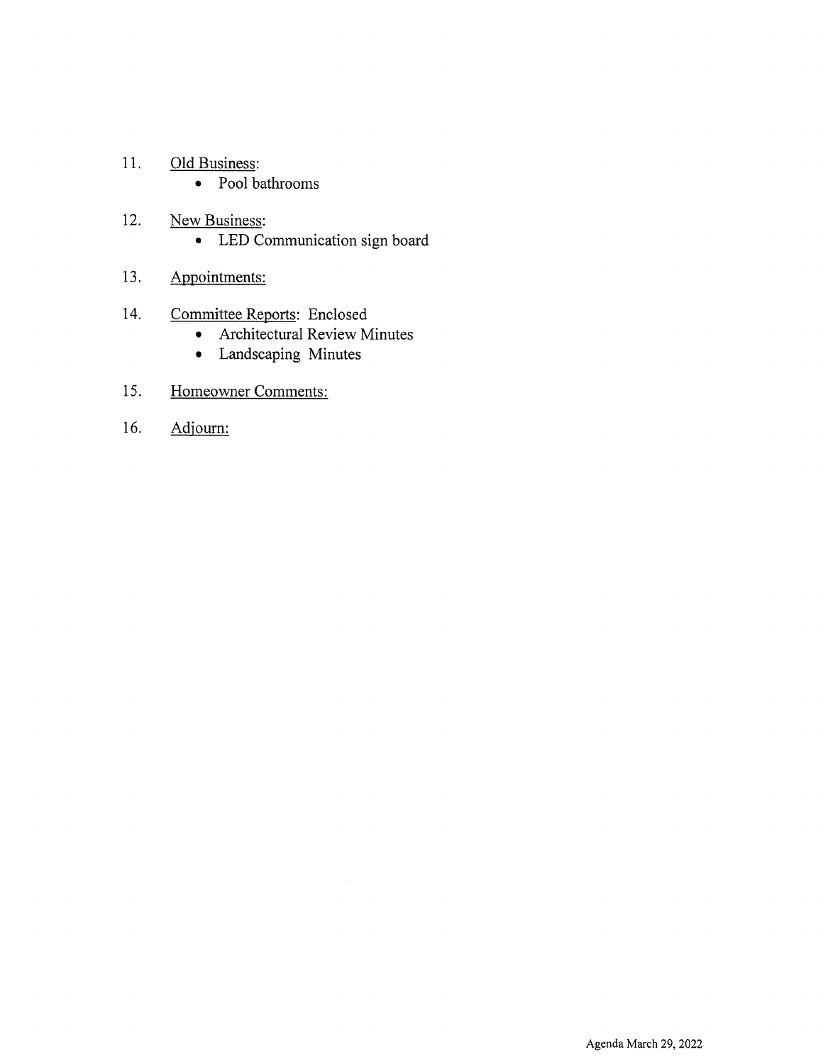11. Old Business:
    - Pool bathrooms

12. New Business:
    - LED Communication sign board

13. Appointments:

14. Committee Reports: Enclosed
    - Architectural Review Minutes
    - Landscaping Minutes

15. Homeowner Comments:

16. Adjourn: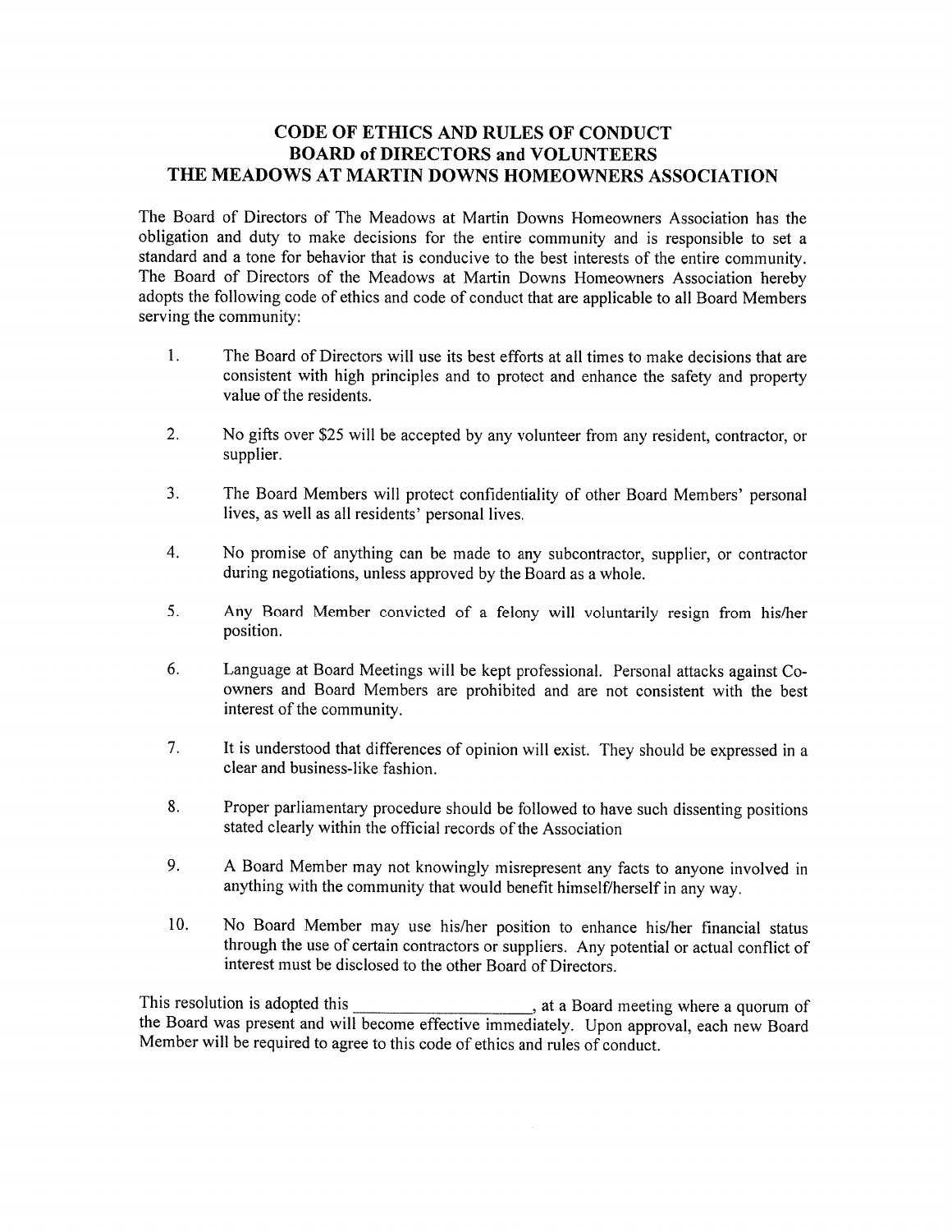# CODE OF ETHICS AND RULES OF CONDUCT
# BOARD of DIRECTORS and VOLUNTEERS
# THE MEADOWS AT MARTIN DOWNS HOMEOWNERS ASSOCIATION

The Board of Directors of The Meadows at Martin Downs Homeowners Association has the obligation and duty to make decisions for the entire community and is responsible to set a standard and a tone for behavior that is conducive to the best interests of the entire community. The Board of Directors of the Meadows at Martin Downs Homeowners Association hereby adopts the following code of ethics and code of conduct that are applicable to all Board Members serving the community:

1. The Board of Directors will use its best efforts at all times to make decisions that are consistent with high principles and to protect and enhance the safety and property value of the residents.

2. No gifts over $25 will be accepted by any volunteer from any resident, contractor, or supplier.

3. The Board Members will protect confidentiality of other Board Members' personal lives, as well as all residents' personal lives.

4. No promise of anything can be made to any subcontractor, supplier, or contractor during negotiations, unless approved by the Board as a whole.

5. Any Board Member convicted of a felony will voluntarily resign from his/her position.

6. Language at Board Meetings will be kept professional. Personal attacks against Co-owners and Board Members are prohibited and are not consistent with the best interest of the community.

7. It is understood that differences of opinion will exist. They should be expressed in a clear and business-like fashion.

8. Proper parliamentary procedure should be followed to have such dissenting positions stated clearly within the official records of the Association

9. A Board Member may not knowingly misrepresent any facts to anyone involved in anything with the community that would benefit himself/herself in any way.

10. No Board Member may use his/her position to enhance his/her financial status through the use of certain contractors or suppliers. Any potential or actual conflict of interest must be disclosed to the other Board of Directors.

This resolution is adopted this \_\_\_\_\_\_\_\_\_\_\_\_\_\_\_\_\_\_\_\_, at a Board meeting where a quorum of the Board was present and will become effective immediately. Upon approval, each new Board Member will be required to agree to this code of ethics and rules of conduct.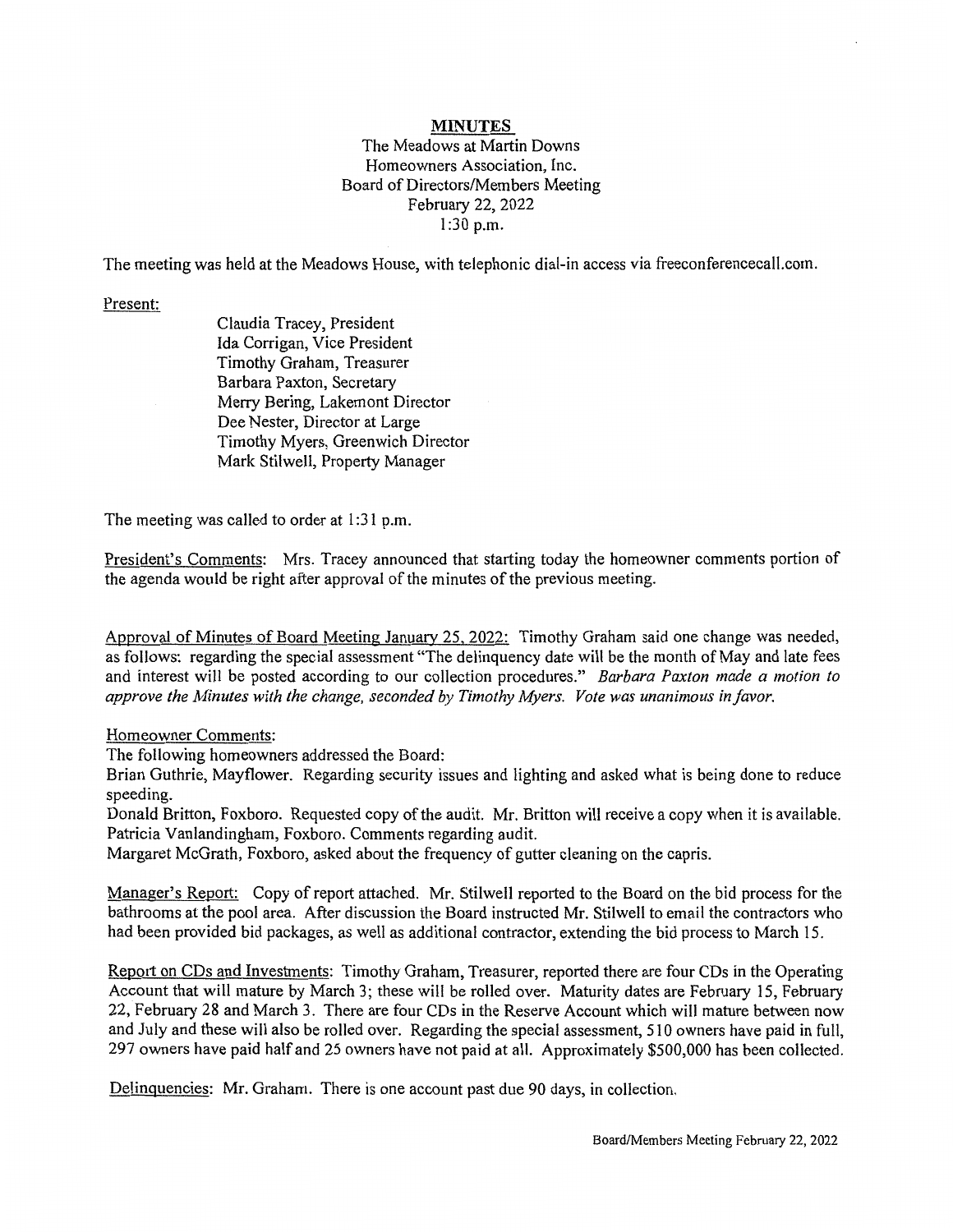# MINUTES

The Meadows at Martin Downs
Homeowners Association, Inc.
Board of Directors/Members Meeting
February 22, 2022
1:30 p.m.

The meeting was held at the Meadows House, with telephonic dial-in access via freeconferencecall.com.

Present:

Claudia Tracey, President
Ida Corrigan, Vice President
Timothy Graham, Treasurer
Barbara Paxton, Secretary
Merry Bering, Lakemont Director
Dee Nester, Director at Large
Timothy Myers, Greenwich Director
Mark Stilwell, Property Manager

The meeting was called to order at 1:31 p.m.

President's Comments: Mrs. Tracey announced that starting today the homeowner comments portion of the agenda would be right after approval of the minutes of the previous meeting.

Approval of Minutes of Board Meeting January 25, 2022: Timothy Graham said one change was needed, as follows: regarding the special assessment "The delinquency date will be the month of May and late fees and interest will be posted according to our collection procedures." *Barbara Paxton made a motion to approve the Minutes with the change, seconded by Timothy Myers. Vote was unanimous in favor.*

Homeowner Comments:

The following homeowners addressed the Board:

Brian Guthrie, Mayflower. Regarding security issues and lighting and asked what is being done to reduce speeding.

Donald Britton, Foxboro. Requested copy of the audit. Mr. Britton will receive a copy when it is available.

Patricia Vanlandingham, Foxboro. Comments regarding audit.

Margaret McGrath, Foxboro, asked about the frequency of gutter cleaning on the capris.

Manager's Report: Copy of report attached. Mr. Stilwell reported to the Board on the bid process for the bathrooms at the pool area. After discussion the Board instructed Mr. Stilwell to email the contractors who had been provided bid packages, as well as additional contractor, extending the bid process to March 15.

Report on CDs and Investments: Timothy Graham, Treasurer, reported there are four CDs in the Operating Account that will mature by March 3; these will be rolled over. Maturity dates are February 15, February 22, February 28 and March 3. There are four CDs in the Reserve Account which will mature between now and July and these will also be rolled over. Regarding the special assessment, 510 owners have paid in full, 297 owners have paid half and 25 owners have not paid at all. Approximately $500,000 has been collected.

Delinquencies: Mr. Graham. There is one account past due 90 days, in collection.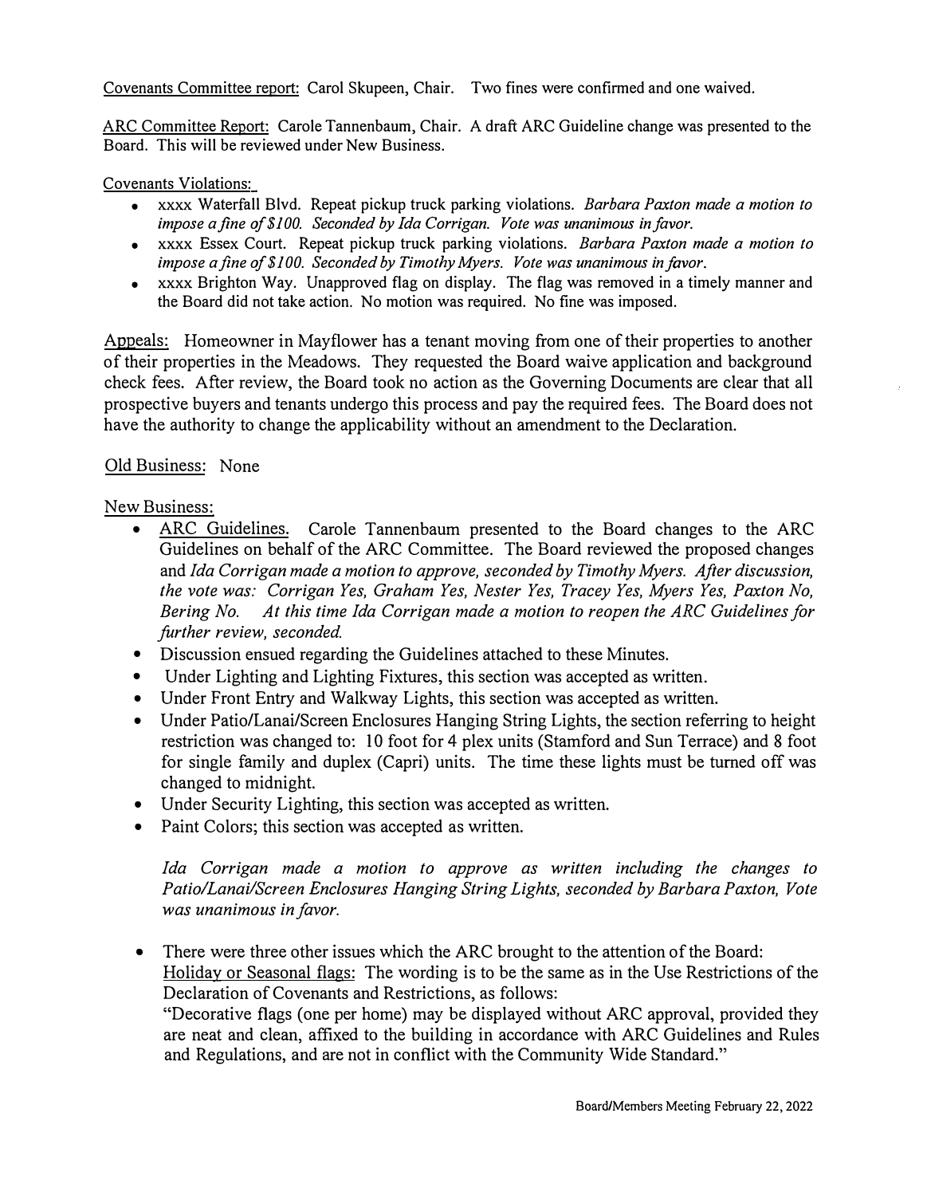Covenants Committee report: Carol Skupeen, Chair. Two fines were confirmed and one waived.

ARC Committee Report: Carole Tannenbaum, Chair. A draft ARC Guideline change was presented to the Board. This will be reviewed under New Business.

Covenants Violations:

- xxxx Waterfall Blvd. Repeat pickup truck parking violations. *Barbara Paxton made a motion to impose a fine of $100. Seconded by Ida Corrigan. Vote was unanimous in favor.*
- xxxx Essex Court. Repeat pickup truck parking violations. *Barbara Paxton made a motion to impose a fine of $100. Seconded by Timothy Myers. Vote was unanimous in favor.*
- xxxx Brighton Way. Unapproved flag on display. The flag was removed in a timely manner and the Board did not take action. No motion was required. No fine was imposed.

Appeals: Homeowner in Mayflower has a tenant moving from one of their properties to another of their properties in the Meadows. They requested the Board waive application and background check fees. After review, the Board took no action as the Governing Documents are clear that all prospective buyers and tenants undergo this process and pay the required fees. The Board does not have the authority to change the applicability without an amendment to the Declaration.

Old Business: None

New Business:

- ARC Guidelines. Carole Tannenbaum presented to the Board changes to the ARC Guidelines on behalf of the ARC Committee. The Board reviewed the proposed changes and *Ida Corrigan made a motion to approve, seconded by Timothy Myers. After discussion, the vote was: Corrigan Yes, Graham Yes, Nester Yes, Tracey Yes, Myers Yes, Paxton No, Bering No. At this time Ida Corrigan made a motion to reopen the ARC Guidelines for further review, seconded.*
- Discussion ensued regarding the Guidelines attached to these Minutes.
- Under Lighting and Lighting Fixtures, this section was accepted as written.
- Under Front Entry and Walkway Lights, this section was accepted as written.
- Under Patio/Lanai/Screen Enclosures Hanging String Lights, the section referring to height restriction was changed to: 10 foot for 4 plex units (Stamford and Sun Terrace) and 8 foot for single family and duplex (Capri) units. The time these lights must be turned off was changed to midnight.
- Under Security Lighting, this section was accepted as written.
- Paint Colors; this section was accepted as written.

*Ida Corrigan made a motion to approve as written including the changes to Patio/Lanai/Screen Enclosures Hanging String Lights, seconded by Barbara Paxton, Vote was unanimous in favor.*

- There were three other issues which the ARC brought to the attention of the Board:
  Holiday or Seasonal flags: The wording is to be the same as in the Use Restrictions of the Declaration of Covenants and Restrictions, as follows:
  "Decorative flags (one per home) may be displayed without ARC approval, provided they are neat and clean, affixed to the building in accordance with ARC Guidelines and Rules and Regulations, and are not in conflict with the Community Wide Standard."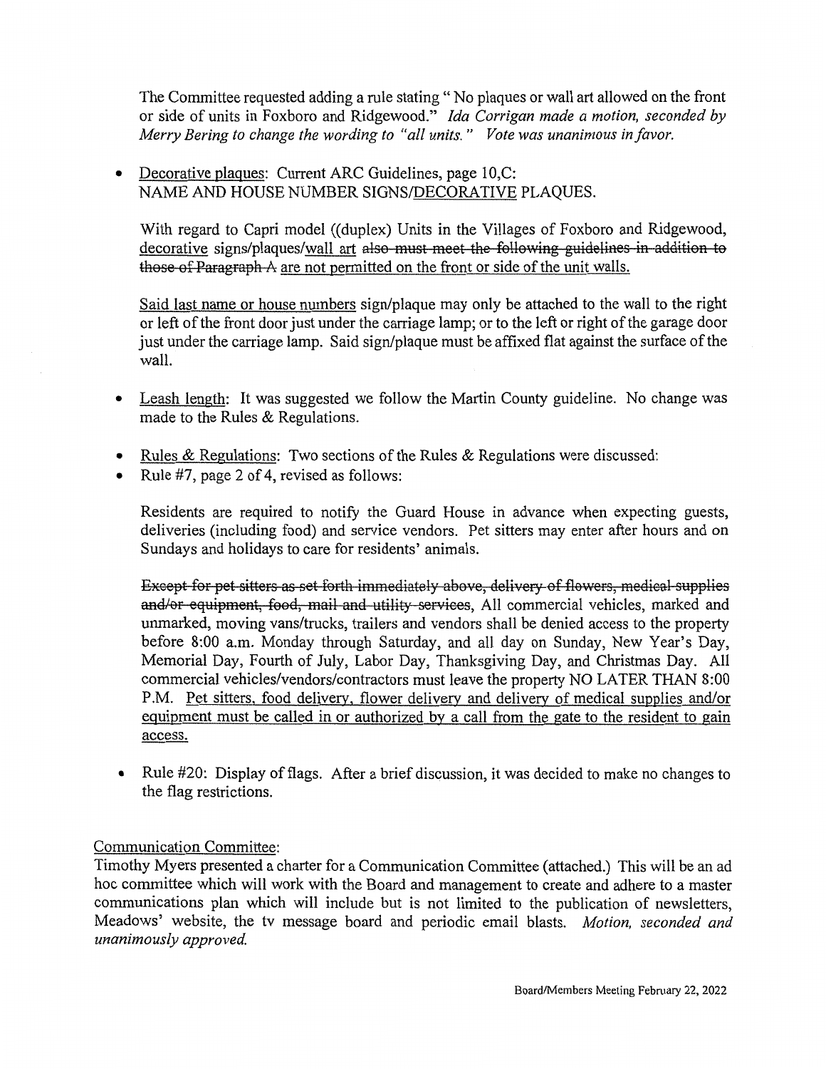The Committee requested adding a rule stating " No plaques or wall art allowed on the front or side of units in Foxboro and Ridgewood." *Ida Corrigan made a motion, seconded by Merry Bering to change the wording to "all units." Vote was unanimous in favor.*

- <u>Decorative plaques</u>: Current ARC Guidelines, page 10,C: NAME AND HOUSE NUMBER SIGNS/<u>DECORATIVE</u> PLAQUES.

  With regard to Capri model ((duplex) Units in the Villages of Foxboro and Ridgewood, <u>decorative</u> signs/plaques/<u>wall art</u> ~~also must meet the following guidelines in addition to those of Paragraph A~~ <u>are not permitted on the front or side of the unit walls.</u>

  <u>Said last name or house numbers</u> sign/plaque may only be attached to the wall to the right or left of the front door just under the carriage lamp; or to the left or right of the garage door just under the carriage lamp. Said sign/plaque must be affixed flat against the surface of the wall.

- <u>Leash length</u>: It was suggested we follow the Martin County guideline. No change was made to the Rules & Regulations.

- <u>Rules & Regulations</u>: Two sections of the Rules & Regulations were discussed:
- Rule #7, page 2 of 4, revised as follows:

  Residents are required to notify the Guard House in advance when expecting guests, deliveries (including food) and service vendors. Pet sitters may enter after hours and on Sundays and holidays to care for residents' animals.

  ~~Except for pet sitters as set forth immediately above, delivery of flowers, medical supplies and/or equipment, food, mail and utility services~~, All commercial vehicles, marked and unmarked, moving vans/trucks, trailers and vendors shall be denied access to the property before 8:00 a.m. Monday through Saturday, and all day on Sunday, New Year's Day, Memorial Day, Fourth of July, Labor Day, Thanksgiving Day, and Christmas Day. All commercial vehicles/vendors/contractors must leave the property NO LATER THAN 8:00 P.M. <u>Pet sitters, food delivery, flower delivery and delivery of medical supplies and/or equipment must be called in or authorized by a call from the gate to the resident to gain access.</u>

- Rule #20: Display of flags. After a brief discussion, it was decided to make no changes to the flag restrictions.

<u>Communication Committee</u>:

Timothy Myers presented a charter for a Communication Committee (attached.) This will be an ad hoc committee which will work with the Board and management to create and adhere to a master communications plan which will include but is not limited to the publication of newsletters, Meadows' website, the tv message board and periodic email blasts. *Motion, seconded and unanimously approved.*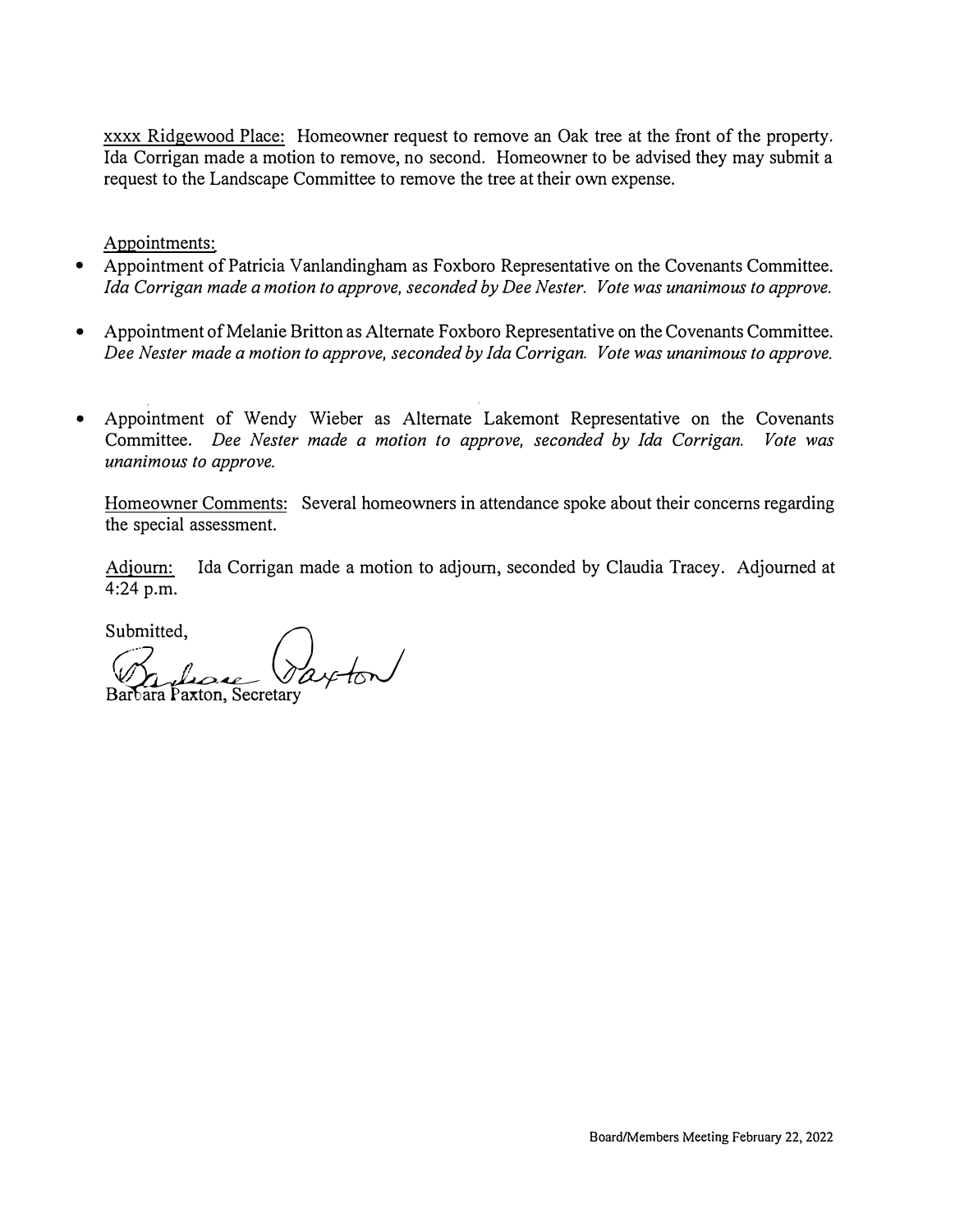xxxx Ridgewood Place: Homeowner request to remove an Oak tree at the front of the property. Ida Corrigan made a motion to remove, no second. Homeowner to be advised they may submit a request to the Landscape Committee to remove the tree at their own expense.

Appointments:

- Appointment of Patricia Vanlandingham as Foxboro Representative on the Covenants Committee. *Ida Corrigan made a motion to approve, seconded by Dee Nester. Vote was unanimous to approve.*

- Appointment of Melanie Britton as Alternate Foxboro Representative on the Covenants Committee. *Dee Nester made a motion to approve, seconded by Ida Corrigan. Vote was unanimous to approve.*

- Appointment of Wendy Wieber as Alternate Lakemont Representative on the Covenants Committee. *Dee Nester made a motion to approve, seconded by Ida Corrigan. Vote was unanimous to approve.*

Homeowner Comments: Several homeowners in attendance spoke about their concerns regarding the special assessment.

Adjourn: Ida Corrigan made a motion to adjourn, seconded by Claudia Tracey. Adjourned at 4:24 p.m.

Submitted,

Barbara Paxton

Barbara Paxton, Secretary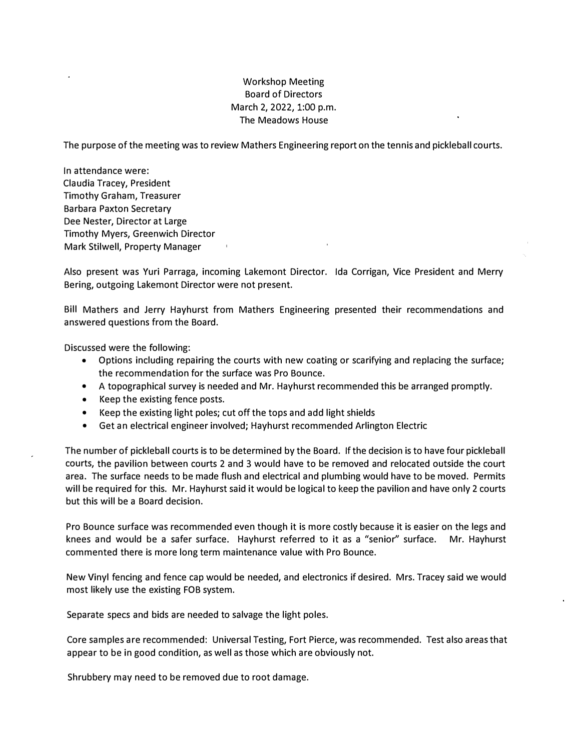Workshop Meeting
Board of Directors
March 2, 2022, 1:00 p.m.
The Meadows House

The purpose of the meeting was to review Mathers Engineering report on the tennis and pickleball courts.

In attendance were:
Claudia Tracey, President
Timothy Graham, Treasurer
Barbara Paxton Secretary
Dee Nester, Director at Large
Timothy Myers, Greenwich Director
Mark Stilwell, Property Manager

Also present was Yuri Parraga, incoming Lakemont Director. Ida Corrigan, Vice President and Merry Bering, outgoing Lakemont Director were not present.

Bill Mathers and Jerry Hayhurst from Mathers Engineering presented their recommendations and answered questions from the Board.

Discussed were the following:

- Options including repairing the courts with new coating or scarifying and replacing the surface; the recommendation for the surface was Pro Bounce.
- A topographical survey is needed and Mr. Hayhurst recommended this be arranged promptly.
- Keep the existing fence posts.
- Keep the existing light poles; cut off the tops and add light shields
- Get an electrical engineer involved; Hayhurst recommended Arlington Electric

The number of pickleball courts is to be determined by the Board. If the decision is to have four pickleball courts, the pavilion between courts 2 and 3 would have to be removed and relocated outside the court area. The surface needs to be made flush and electrical and plumbing would have to be moved. Permits will be required for this. Mr. Hayhurst said it would be logical to keep the pavilion and have only 2 courts but this will be a Board decision.

Pro Bounce surface was recommended even though it is more costly because it is easier on the legs and knees and would be a safer surface. Hayhurst referred to it as a "senior" surface. Mr. Hayhurst commented there is more long term maintenance value with Pro Bounce.

New Vinyl fencing and fence cap would be needed, and electronics if desired. Mrs. Tracey said we would most likely use the existing FOB system.

Separate specs and bids are needed to salvage the light poles.

Core samples are recommended: Universal Testing, Fort Pierce, was recommended. Test also areas that appear to be in good condition, as well as those which are obviously not.

Shrubbery may need to be removed due to root damage.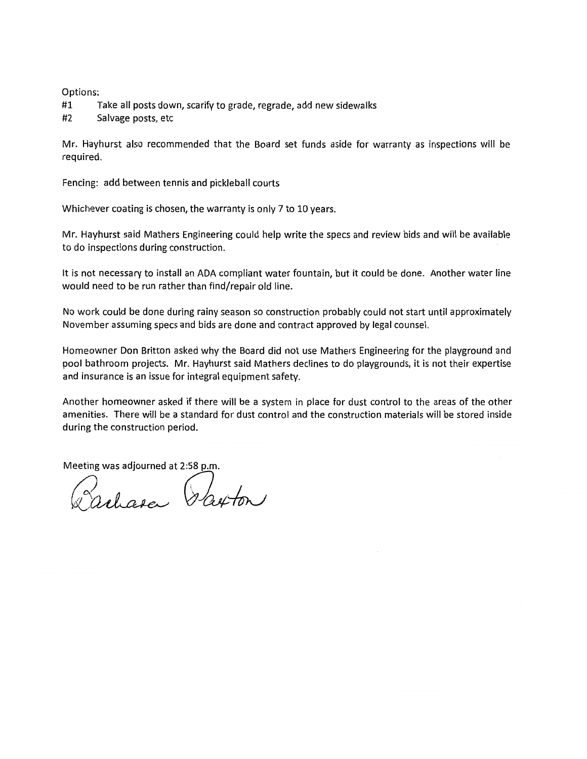Options:

#1 Take all posts down, scarify to grade, regrade, add new sidewalks

#2 Salvage posts, etc

Mr. Hayhurst also recommended that the Board set funds aside for warranty as inspections will be required.

Fencing: add between tennis and pickleball courts

Whichever coating is chosen, the warranty is only 7 to 10 years.

Mr. Hayhurst said Mathers Engineering could help write the specs and review bids and will be available to do inspections during construction.

It is not necessary to install an ADA compliant water fountain, but it could be done. Another water line would need to be run rather than find/repair old line.

No work could be done during rainy season so construction probably could not start until approximately November assuming specs and bids are done and contract approved by legal counsel.

Homeowner Don Britton asked why the Board did not use Mathers Engineering for the playground and pool bathroom projects. Mr. Hayhurst said Mathers declines to do playgrounds, it is not their expertise and insurance is an issue for integral equipment safety.

Another homeowner asked if there will be a system in place for dust control to the areas of the other amenities. There will be a standard for dust control and the construction materials will be stored inside during the construction period.

Meeting was adjourned at 2:58 p.m.

Barbara Paxton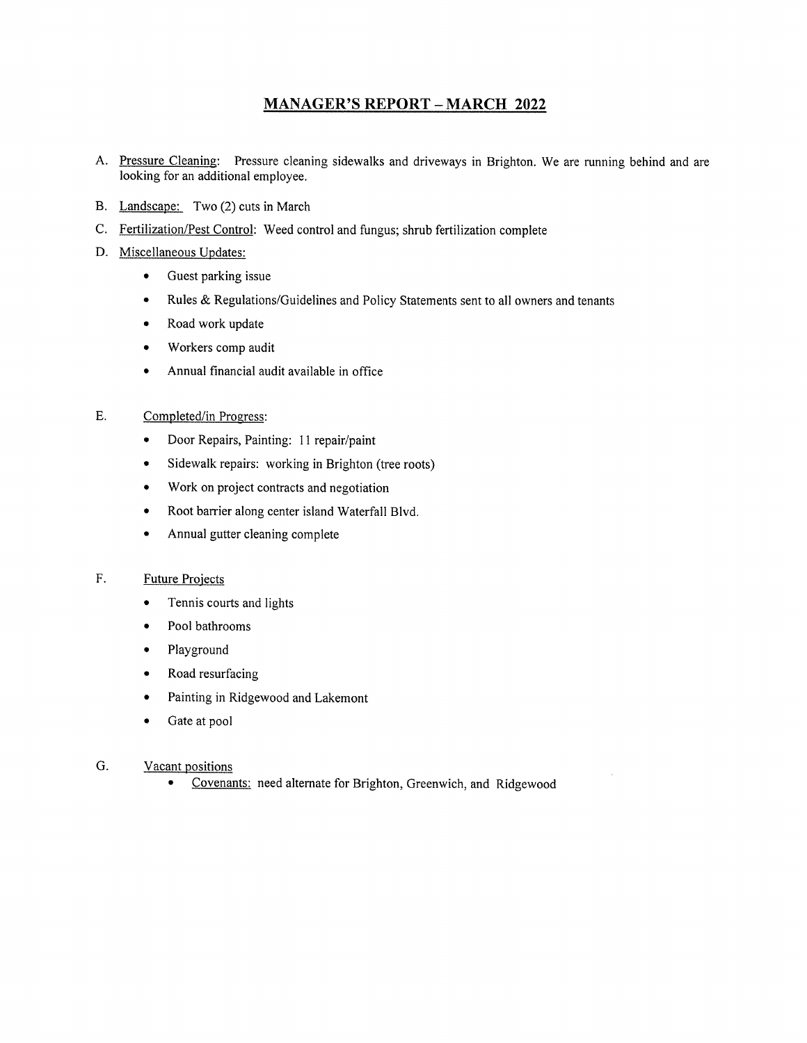# MANAGER'S REPORT – MARCH 2022

A. Pressure Cleaning: Pressure cleaning sidewalks and driveways in Brighton. We are running behind and are looking for an additional employee.

B. Landscape: Two (2) cuts in March

C. Fertilization/Pest Control: Weed control and fungus; shrub fertilization complete

D. Miscellaneous Updates:

- Guest parking issue
- Rules & Regulations/Guidelines and Policy Statements sent to all owners and tenants
- Road work update
- Workers comp audit
- Annual financial audit available in office

E. Completed/in Progress:

- Door Repairs, Painting: 11 repair/paint
- Sidewalk repairs: working in Brighton (tree roots)
- Work on project contracts and negotiation
- Root barrier along center island Waterfall Blvd.
- Annual gutter cleaning complete

F. Future Projects

- Tennis courts and lights
- Pool bathrooms
- Playground
- Road resurfacing
- Painting in Ridgewood and Lakemont
- Gate at pool

G. Vacant positions

- Covenants: need alternate for Brighton, Greenwich, and Ridgewood